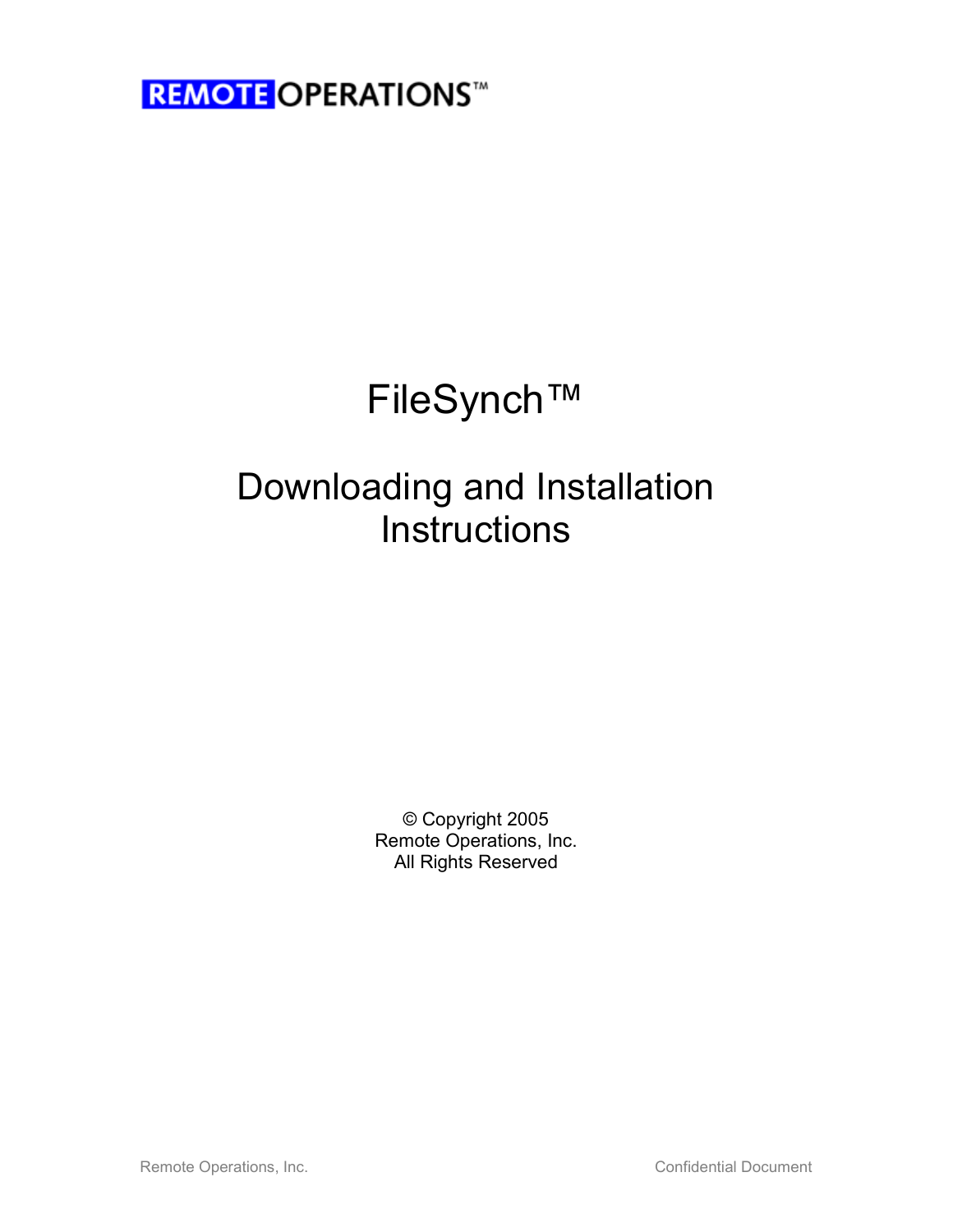REMOTE OPERATIONS™

# FileSynch™

# Downloading and Installation Instructions

© Copyright 2005
Remote Operations, Inc.
All Rights Reserved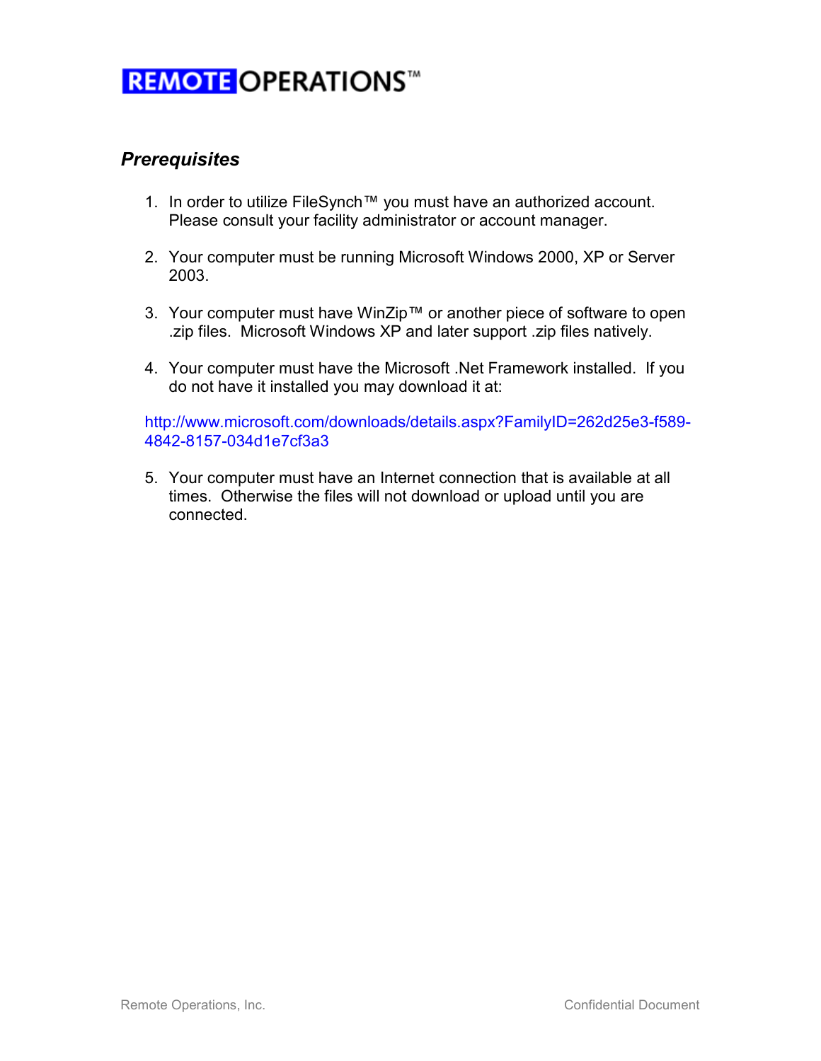## *Prerequisites*

1. In order to utilize FileSynch™ you must have an authorized account. Please consult your facility administrator or account manager.

2. Your computer must be running Microsoft Windows 2000, XP or Server 2003.

3. Your computer must have WinZip™ or another piece of software to open .zip files. Microsoft Windows XP and later support .zip files natively.

4. Your computer must have the Microsoft .Net Framework installed. If you do not have it installed you may download it at:

   http://www.microsoft.com/downloads/details.aspx?FamilyID=262d25e3-f589-4842-8157-034d1e7cf3a3

5. Your computer must have an Internet connection that is available at all times. Otherwise the files will not download or upload until you are connected.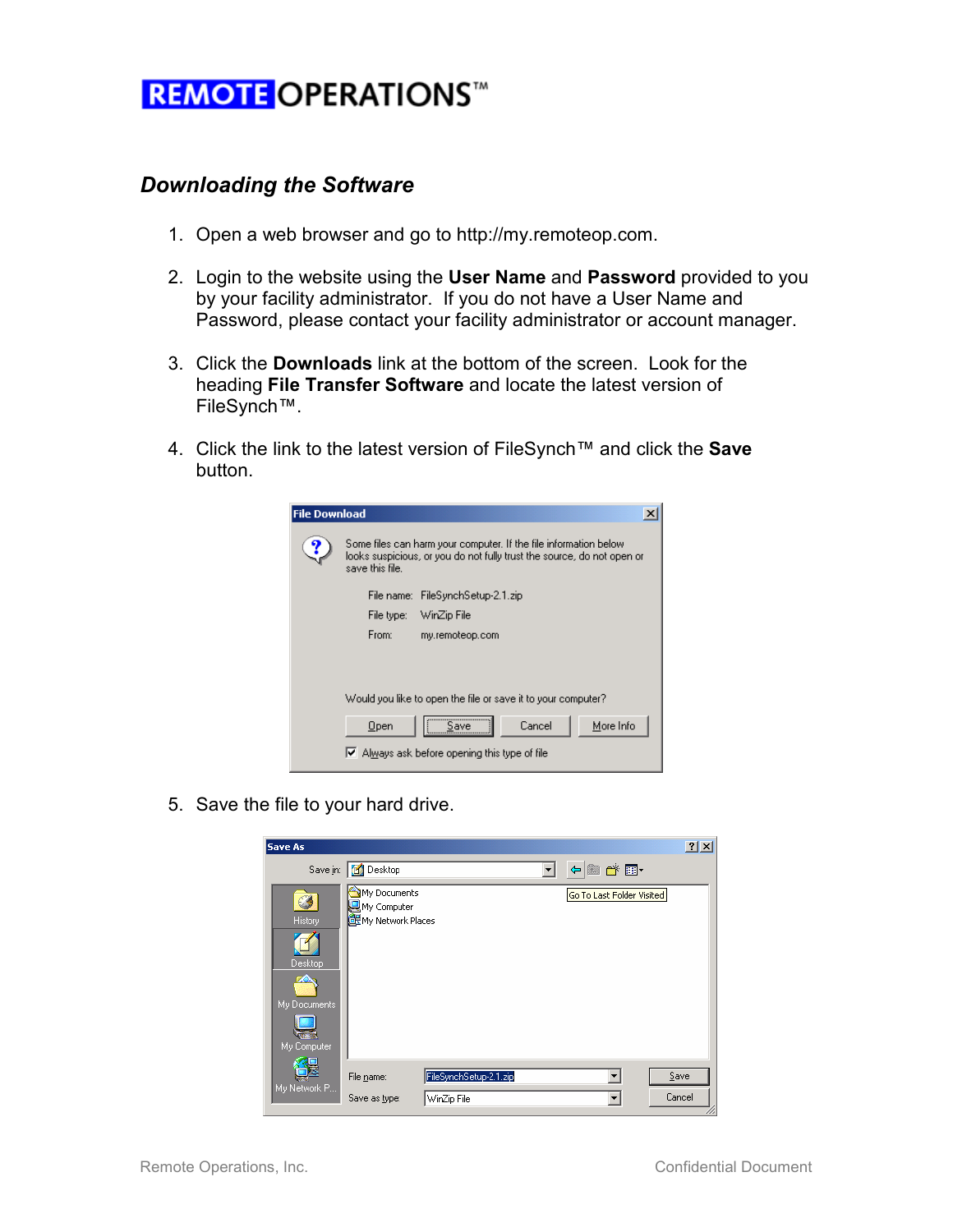REMOTE OPERATIONS™

## *Downloading the Software*

1. Open a web browser and go to http://my.remoteop.com.
2. Login to the website using the **User Name** and **Password** provided to you by your facility administrator. If you do not have a User Name and Password, please contact your facility administrator or account manager.
3. Click the **Downloads** link at the bottom of the screen. Look for the heading **File Transfer Software** and locate the latest version of FileSynch™.
4. Click the link to the latest version of FileSynch™ and click the **Save** button.
5. Save the file to your hard drive.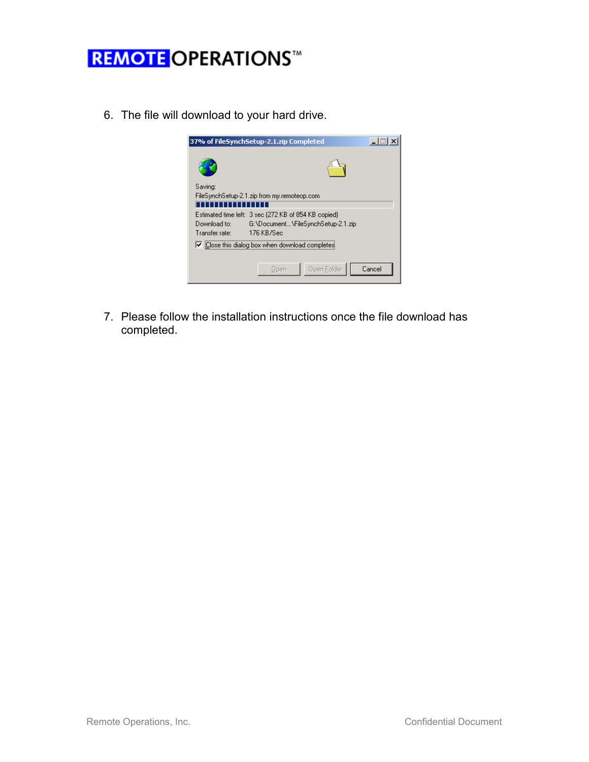6. The file will download to your hard drive.

7. Please follow the installation instructions once the file download has completed.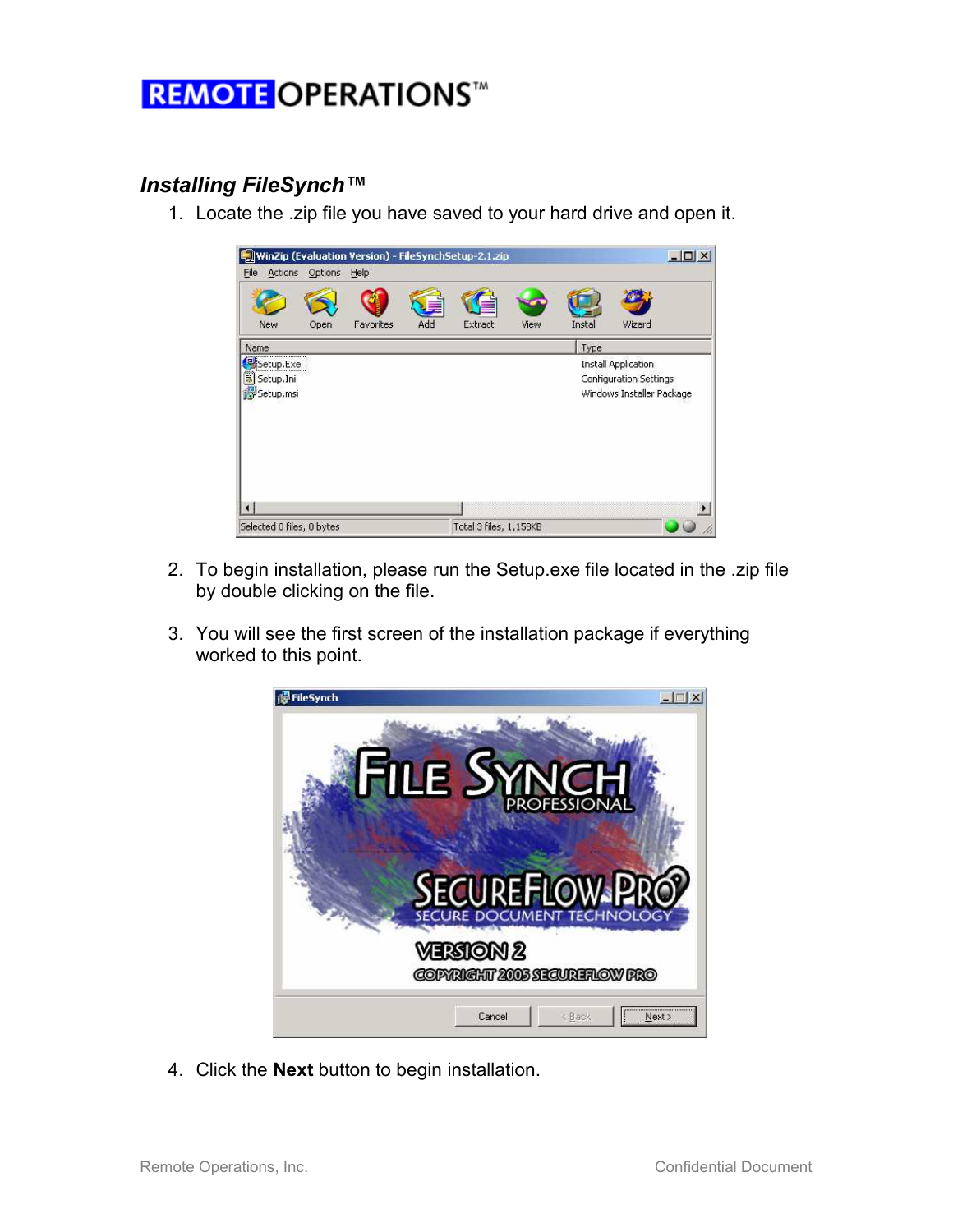## *Installing FileSynch™*

1. Locate the .zip file you have saved to your hard drive and open it.

2. To begin installation, please run the Setup.exe file located in the .zip file by double clicking on the file.

3. You will see the first screen of the installation package if everything worked to this point.

4. Click the **Next** button to begin installation.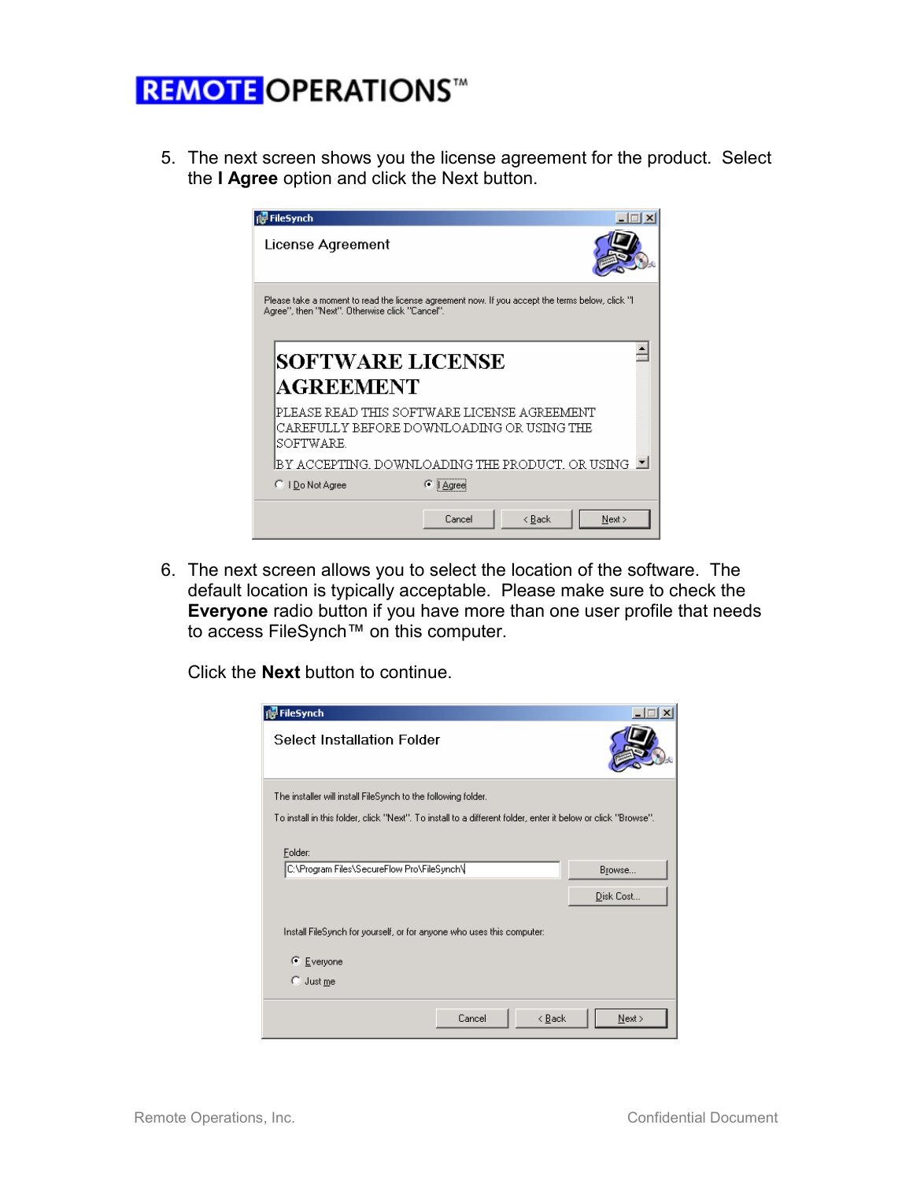5. The next screen shows you the license agreement for the product. Select the **I Agree** option and click the Next button.

6. The next screen allows you to select the location of the software. The default location is typically acceptable. Please make sure to check the **Everyone** radio button if you have more than one user profile that needs to access FileSynch™ on this computer.

   Click the **Next** button to continue.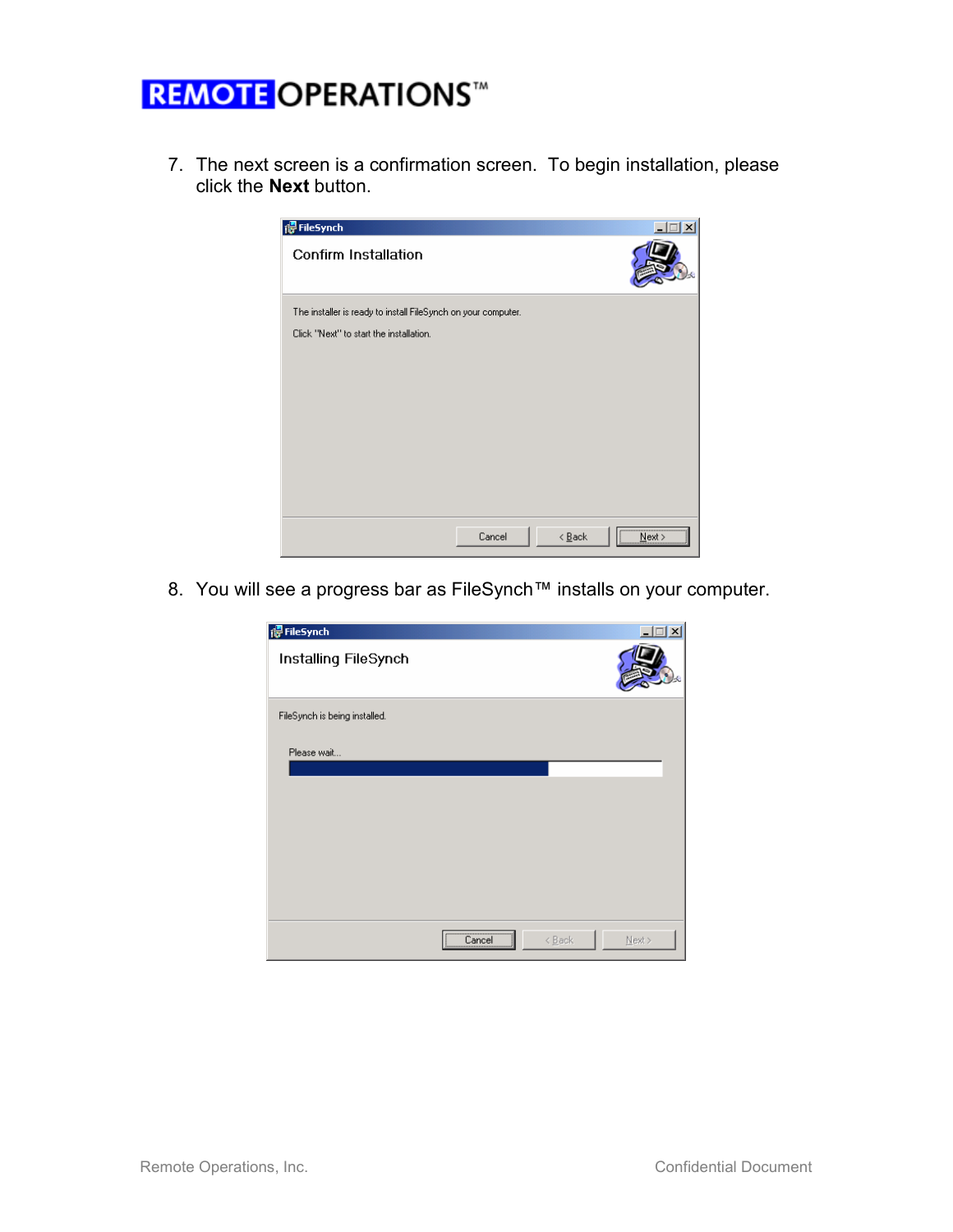7. The next screen is a confirmation screen. To begin installation, please click the **Next** button.

8. You will see a progress bar as FileSynch™ installs on your computer.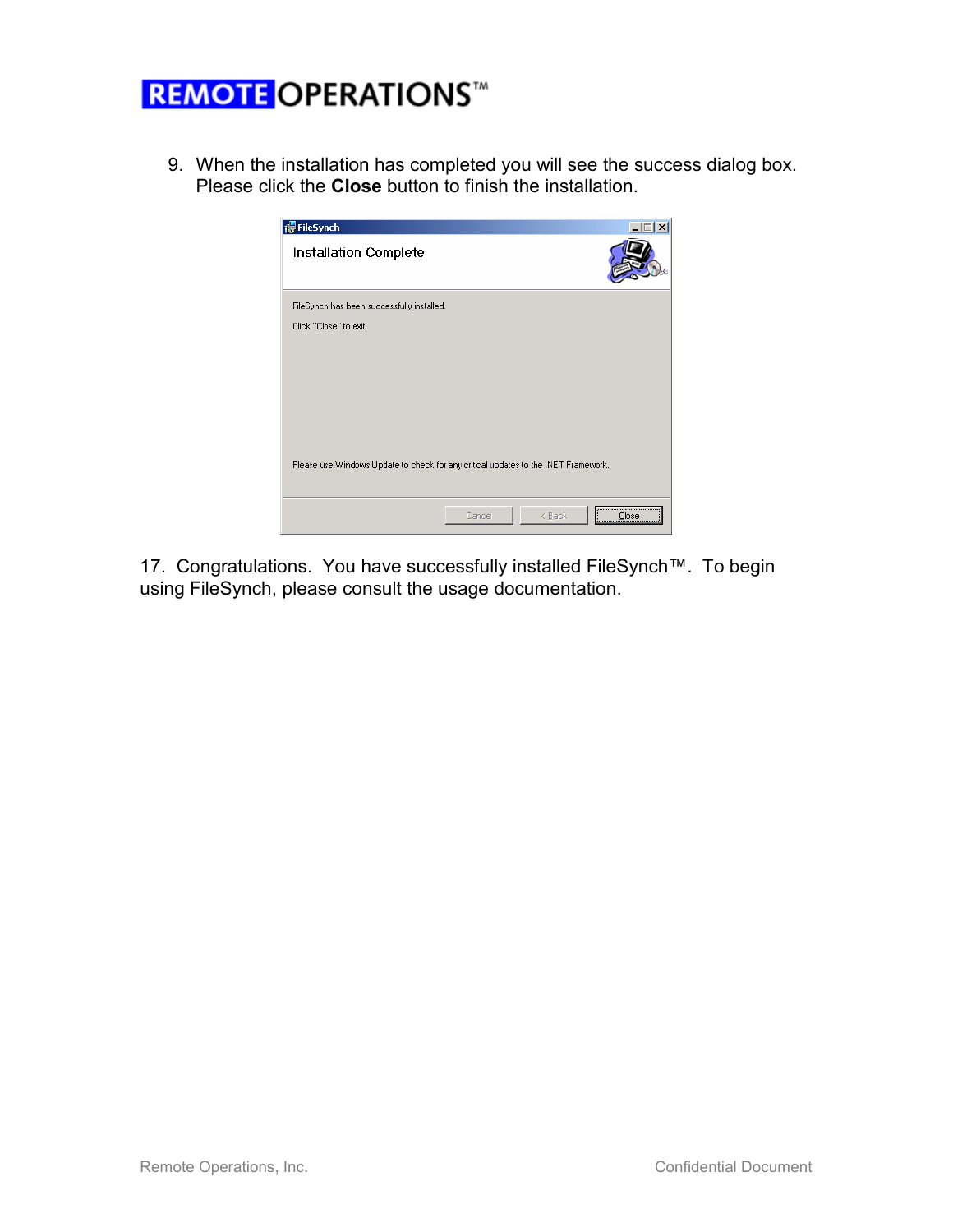9. When the installation has completed you will see the success dialog box. Please click the **Close** button to finish the installation.

17. Congratulations. You have successfully installed FileSynch™. To begin using FileSynch, please consult the usage documentation.